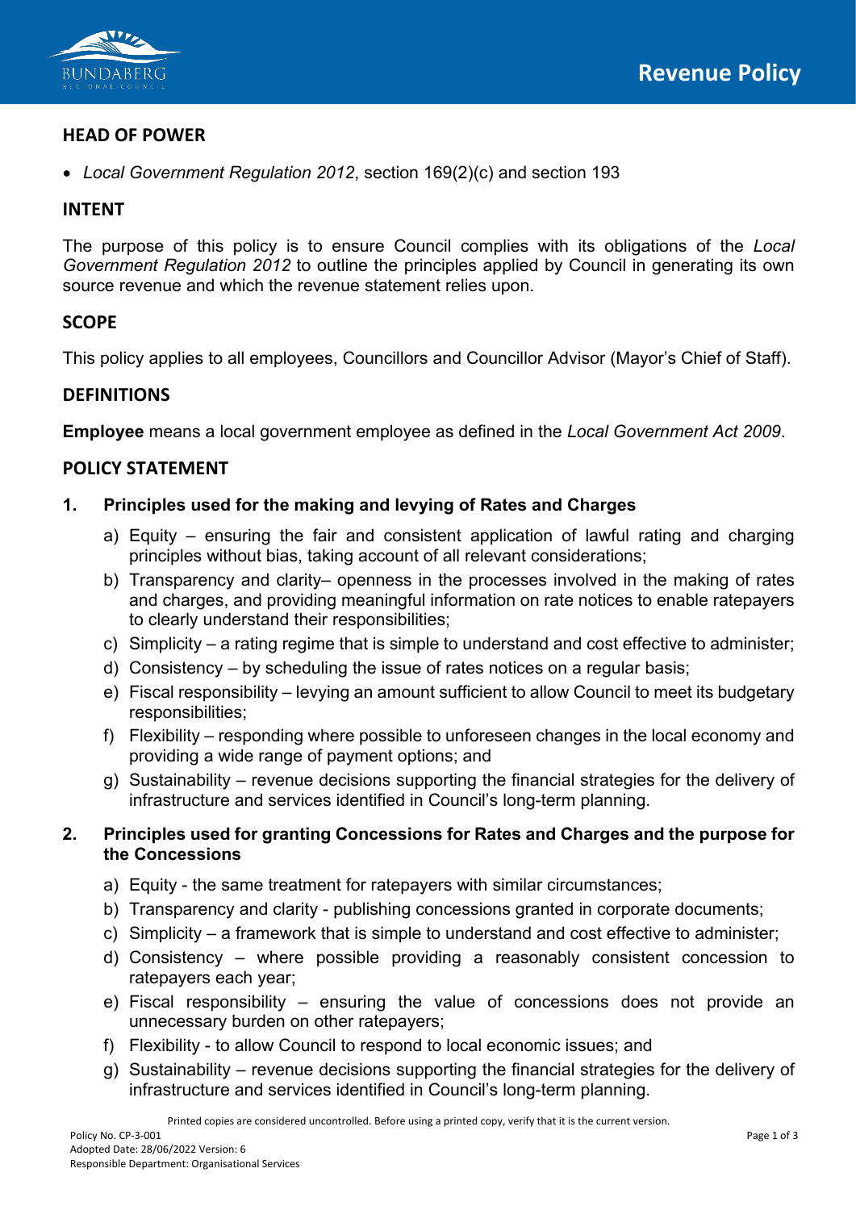# Revenue Policy

## HEAD OF POWER

- *Local Government Regulation 2012*, section 169(2)(c) and section 193

## INTENT

The purpose of this policy is to ensure Council complies with its obligations of the *Local Government Regulation 2012* to outline the principles applied by Council in generating its own source revenue and which the revenue statement relies upon.

## SCOPE

This policy applies to all employees, Councillors and Councillor Advisor (Mayor's Chief of Staff).

## DEFINITIONS

**Employee** means a local government employee as defined in the *Local Government Act 2009*.

## POLICY STATEMENT

### 1. Principles used for the making and levying of Rates and Charges

a) Equity – ensuring the fair and consistent application of lawful rating and charging principles without bias, taking account of all relevant considerations;
b) Transparency and clarity– openness in the processes involved in the making of rates and charges, and providing meaningful information on rate notices to enable ratepayers to clearly understand their responsibilities;
c) Simplicity – a rating regime that is simple to understand and cost effective to administer;
d) Consistency – by scheduling the issue of rates notices on a regular basis;
e) Fiscal responsibility – levying an amount sufficient to allow Council to meet its budgetary responsibilities;
f) Flexibility – responding where possible to unforeseen changes in the local economy and providing a wide range of payment options; and
g) Sustainability – revenue decisions supporting the financial strategies for the delivery of infrastructure and services identified in Council's long-term planning.

### 2. Principles used for granting Concessions for Rates and Charges and the purpose for the Concessions

a) Equity - the same treatment for ratepayers with similar circumstances;
b) Transparency and clarity - publishing concessions granted in corporate documents;
c) Simplicity – a framework that is simple to understand and cost effective to administer;
d) Consistency – where possible providing a reasonably consistent concession to ratepayers each year;
e) Fiscal responsibility – ensuring the value of concessions does not provide an unnecessary burden on other ratepayers;
f) Flexibility - to allow Council to respond to local economic issues; and
g) Sustainability – revenue decisions supporting the financial strategies for the delivery of infrastructure and services identified in Council's long-term planning.

Printed copies are considered uncontrolled. Before using a printed copy, verify that it is the current version.

Policy No. CP-3-001
Adopted Date: 28/06/2022 Version: 6
Responsible Department: Organisational Services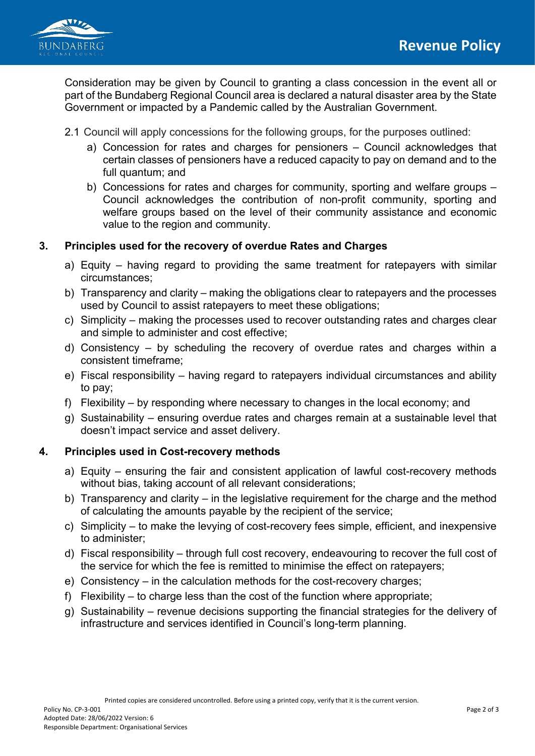Consideration may be given by Council to granting a class concession in the event all or part of the Bundaberg Regional Council area is declared a natural disaster area by the State Government or impacted by a Pandemic called by the Australian Government.

2.1 Council will apply concessions for the following groups, for the purposes outlined:

a) Concession for rates and charges for pensioners – Council acknowledges that certain classes of pensioners have a reduced capacity to pay on demand and to the full quantum; and

b) Concessions for rates and charges for community, sporting and welfare groups – Council acknowledges the contribution of non-profit community, sporting and welfare groups based on the level of their community assistance and economic value to the region and community.

## 3. Principles used for the recovery of overdue Rates and Charges

a) Equity – having regard to providing the same treatment for ratepayers with similar circumstances;

b) Transparency and clarity – making the obligations clear to ratepayers and the processes used by Council to assist ratepayers to meet these obligations;

c) Simplicity – making the processes used to recover outstanding rates and charges clear and simple to administer and cost effective;

d) Consistency – by scheduling the recovery of overdue rates and charges within a consistent timeframe;

e) Fiscal responsibility – having regard to ratepayers individual circumstances and ability to pay;

f) Flexibility – by responding where necessary to changes in the local economy; and

g) Sustainability – ensuring overdue rates and charges remain at a sustainable level that doesn't impact service and asset delivery.

## 4. Principles used in Cost-recovery methods

a) Equity – ensuring the fair and consistent application of lawful cost-recovery methods without bias, taking account of all relevant considerations;

b) Transparency and clarity – in the legislative requirement for the charge and the method of calculating the amounts payable by the recipient of the service;

c) Simplicity – to make the levying of cost-recovery fees simple, efficient, and inexpensive to administer;

d) Fiscal responsibility – through full cost recovery, endeavouring to recover the full cost of the service for which the fee is remitted to minimise the effect on ratepayers;

e) Consistency – in the calculation methods for the cost-recovery charges;

f) Flexibility – to charge less than the cost of the function where appropriate;

g) Sustainability – revenue decisions supporting the financial strategies for the delivery of infrastructure and services identified in Council's long-term planning.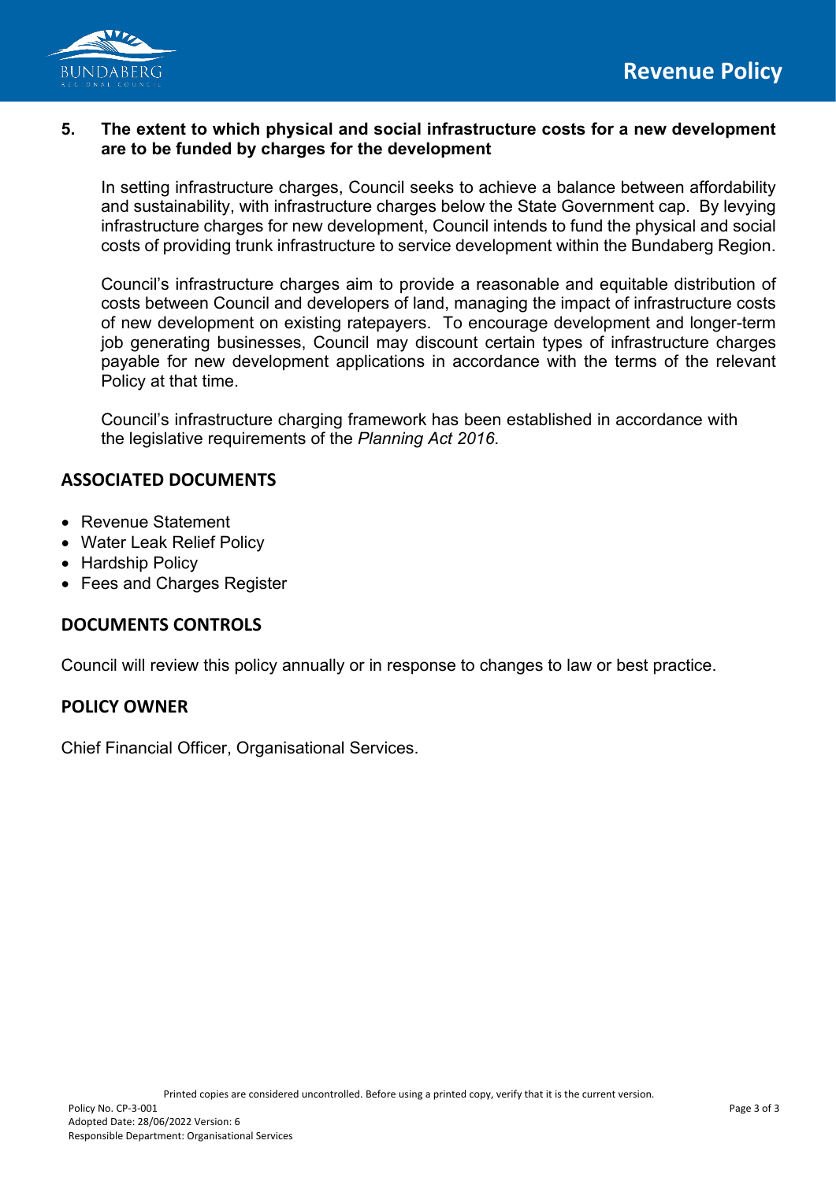**5. The extent to which physical and social infrastructure costs for a new development are to be funded by charges for the development**

In setting infrastructure charges, Council seeks to achieve a balance between affordability and sustainability, with infrastructure charges below the State Government cap. By levying infrastructure charges for new development, Council intends to fund the physical and social costs of providing trunk infrastructure to service development within the Bundaberg Region.

Council's infrastructure charges aim to provide a reasonable and equitable distribution of costs between Council and developers of land, managing the impact of infrastructure costs of new development on existing ratepayers. To encourage development and longer-term job generating businesses, Council may discount certain types of infrastructure charges payable for new development applications in accordance with the terms of the relevant Policy at that time.

Council's infrastructure charging framework has been established in accordance with the legislative requirements of the *Planning Act 2016*.

## ASSOCIATED DOCUMENTS

- Revenue Statement
- Water Leak Relief Policy
- Hardship Policy
- Fees and Charges Register

## DOCUMENTS CONTROLS

Council will review this policy annually or in response to changes to law or best practice.

## POLICY OWNER

Chief Financial Officer, Organisational Services.